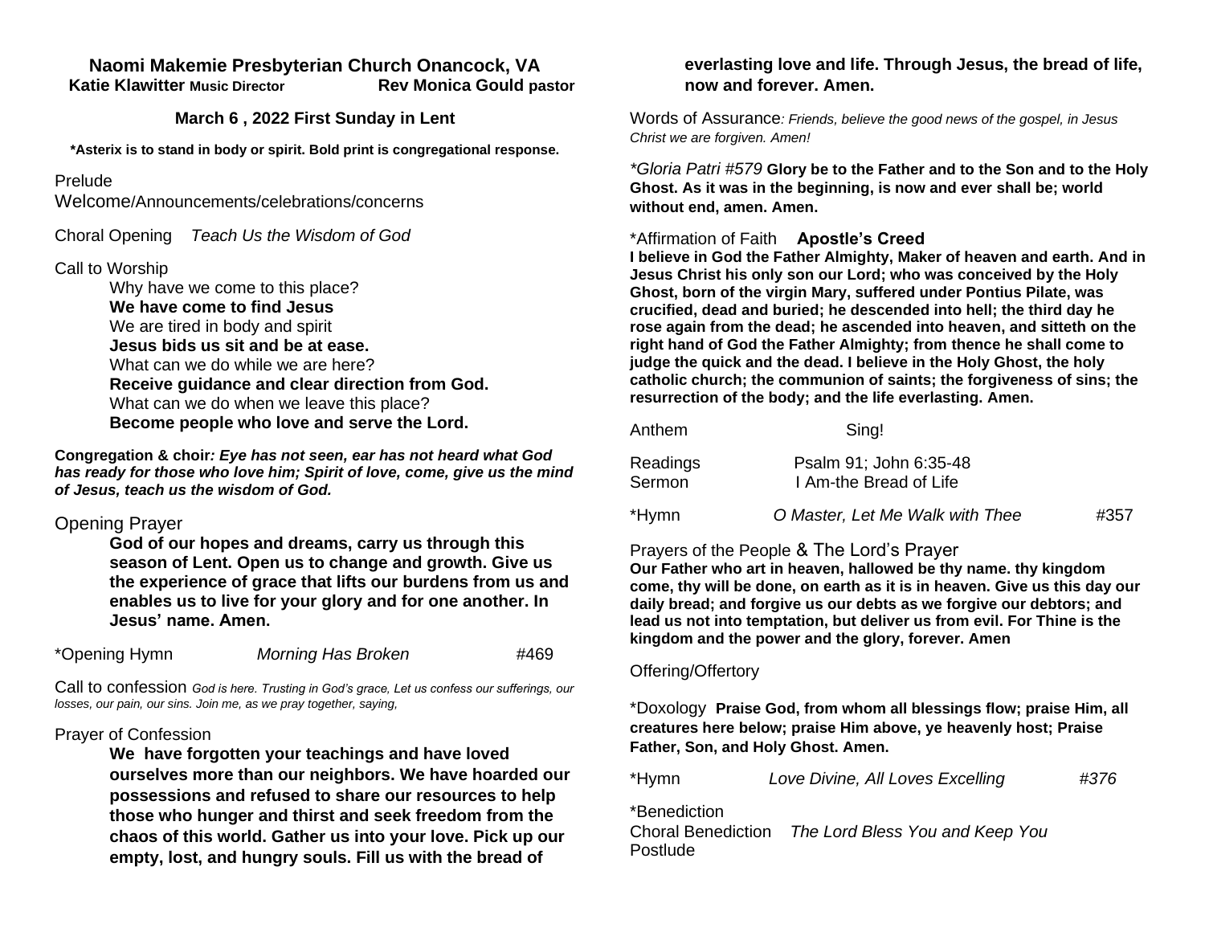## Naomi Makemie Presbyterian Church Onancock, VA

**Katie Klawitter** **Music Director** **Rev Monica Gould pastor**

### March 6 , 2022 First Sunday in Lent

***Asterix is to stand in body or spirit. Bold print is congregational response.**

Prelude

Welcome/Announcements/celebrations/concerns

Choral Opening *Teach Us the Wisdom of God*

Call to Worship

Why have we come to this place?
**We have come to find Jesus**
We are tired in body and spirit
**Jesus bids us sit and be at ease.**
What can we do while we are here?
**Receive guidance and clear direction from God.**
What can we do when we leave this place?
**Become people who love and serve the Lord.**

**Congregation & choir*: Eye has not seen, ear has not heard what God has ready for those who love him; Spirit of love, come, give us the mind of Jesus, teach us the wisdom of God.***

Opening Prayer

**God of our hopes and dreams, carry us through this season of Lent. Open us to change and growth. Give us the experience of grace that lifts our burdens from us and enables us to live for your glory and for one another. In Jesus' name. Amen.**

*Opening Hymn *Morning Has Broken* #469

Call to confession *God is here. Trusting in God's grace, Let us confess our sufferings, our losses, our pain, our sins. Join me, as we pray together, saying,*

Prayer of Confession

**We have forgotten your teachings and have loved ourselves more than our neighbors. We have hoarded our possessions and refused to share our resources to help those who hunger and thirst and seek freedom from the chaos of this world. Gather us into your love. Pick up our empty, lost, and hungry souls. Fill us with the bread of everlasting love and life. Through Jesus, the bread of life, now and forever. Amen.**

Words of Assurance*: Friends, believe the good news of the gospel, in Jesus Christ we are forgiven. Amen!*

**Gloria Patri #579* **Glory be to the Father and to the Son and to the Holy Ghost. As it was in the beginning, is now and ever shall be; world without end, amen. Amen.**

*Affirmation of Faith **Apostle's Creed**

**I believe in God the Father Almighty, Maker of heaven and earth. And in Jesus Christ his only son our Lord; who was conceived by the Holy Ghost, born of the virgin Mary, suffered under Pontius Pilate, was crucified, dead and buried; he descended into hell; the third day he rose again from the dead; he ascended into heaven, and sitteth on the right hand of God the Father Almighty; from thence he shall come to judge the quick and the dead. I believe in the Holy Ghost, the holy catholic church; the communion of saints; the forgiveness of sins; the resurrection of the body; and the life everlasting. Amen.**

Anthem Sing!

Readings Psalm 91; John 6:35-48

Sermon I Am-the Bread of Life

*Hymn *O Master, Let Me Walk with Thee* #357

Prayers of the People & The Lord's Prayer

**Our Father who art in heaven, hallowed be thy name. thy kingdom come, thy will be done, on earth as it is in heaven. Give us this day our daily bread; and forgive us our debts as we forgive our debtors; and lead us not into temptation, but deliver us from evil. For Thine is the kingdom and the power and the glory, forever. Amen**

Offering/Offertory

*Doxology **Praise God, from whom all blessings flow; praise Him, all creatures here below; praise Him above, ye heavenly host; Praise Father, Son, and Holy Ghost. Amen.**

*Hymn *Love Divine, All Loves Excelling* *#376*

*Benediction

Choral Benediction *The Lord Bless You and Keep You*

Postlude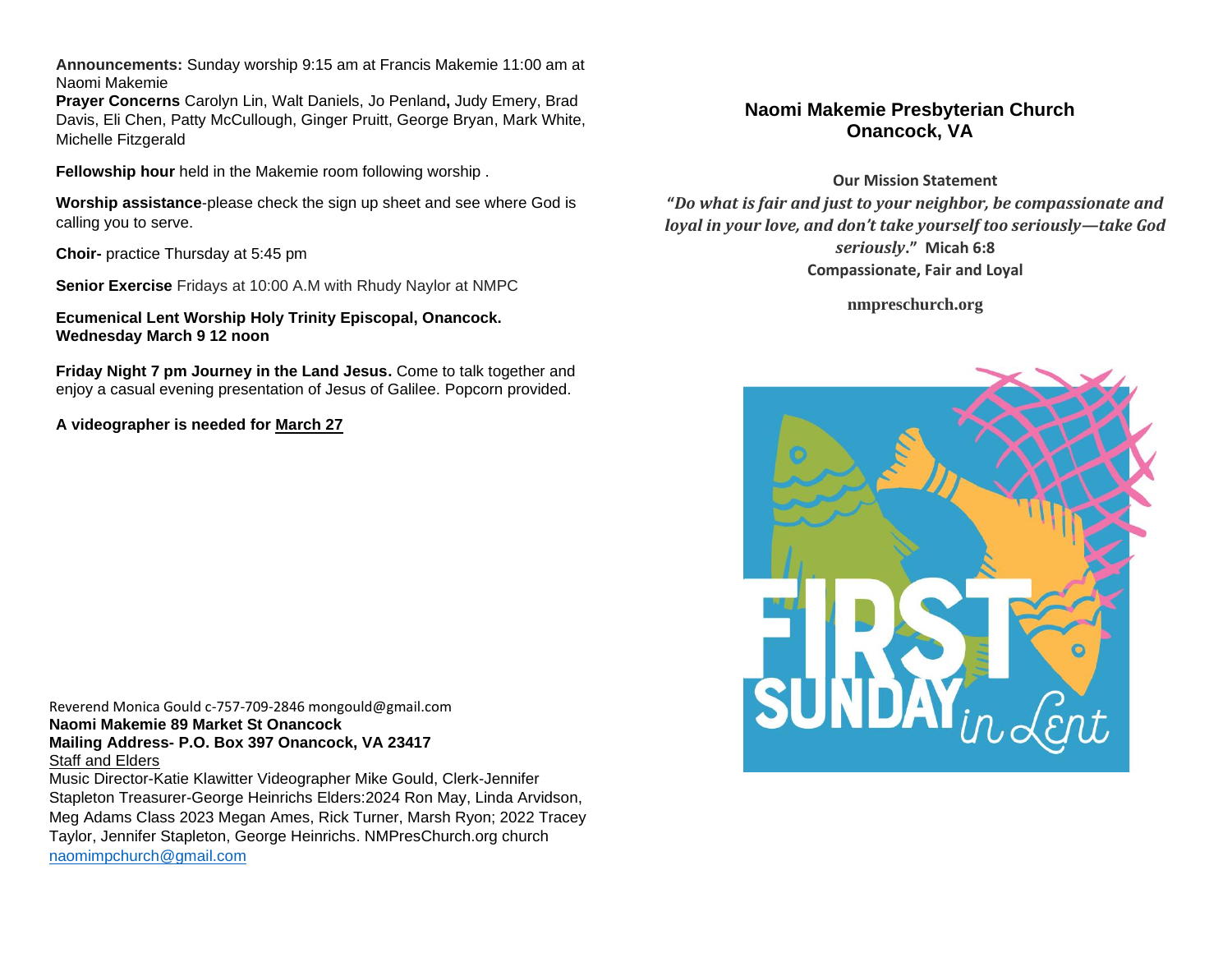**Announcements:** Sunday worship 9:15 am at Francis Makemie 11:00 am at Naomi Makemie

**Prayer Concerns** Carolyn Lin, Walt Daniels, Jo Penland**,** Judy Emery, Brad Davis, Eli Chen, Patty McCullough, Ginger Pruitt, George Bryan, Mark White, Michelle Fitzgerald

**Fellowship hour** held in the Makemie room following worship .

**Worship assistance**-please check the sign up sheet and see where God is calling you to serve.

**Choir-** practice Thursday at 5:45 pm

**Senior Exercise** Fridays at 10:00 A.M with Rhudy Naylor at NMPC

**Ecumenical Lent Worship Holy Trinity Episcopal, Onancock. Wednesday March 9 12 noon**

**Friday Night 7 pm Journey in the Land Jesus.** Come to talk together and enjoy a casual evening presentation of Jesus of Galilee. Popcorn provided.

**A videographer is needed for March 27**

Reverend Monica Gould c-757-709-2846 mongould@gmail.com
**Naomi Makemie 89 Market St Onancock**
**Mailing Address- P.O. Box 397 Onancock, VA 23417**
Staff and Elders
Music Director-Katie Klawitter Videographer Mike Gould, Clerk-Jennifer Stapleton Treasurer-George Heinrichs Elders:2024 Ron May, Linda Arvidson, Meg Adams Class 2023 Megan Ames, Rick Turner, Marsh Ryon; 2022 Tracey Taylor, Jennifer Stapleton, George Heinrichs. NMPresChurch.org church naomimpchurch@gmail.com

## Naomi Makemie Presbyterian Church
## Onancock, VA

**Our Mission Statement**

***"Do what is fair and just to your neighbor, be compassionate and loyal in your love, and don't take yourself too seriously—take God seriously."*** **Micah 6:8**

**Compassionate, Fair and Loyal**

**nmpreschurch.org**

FIRST SUNDAY in Lent